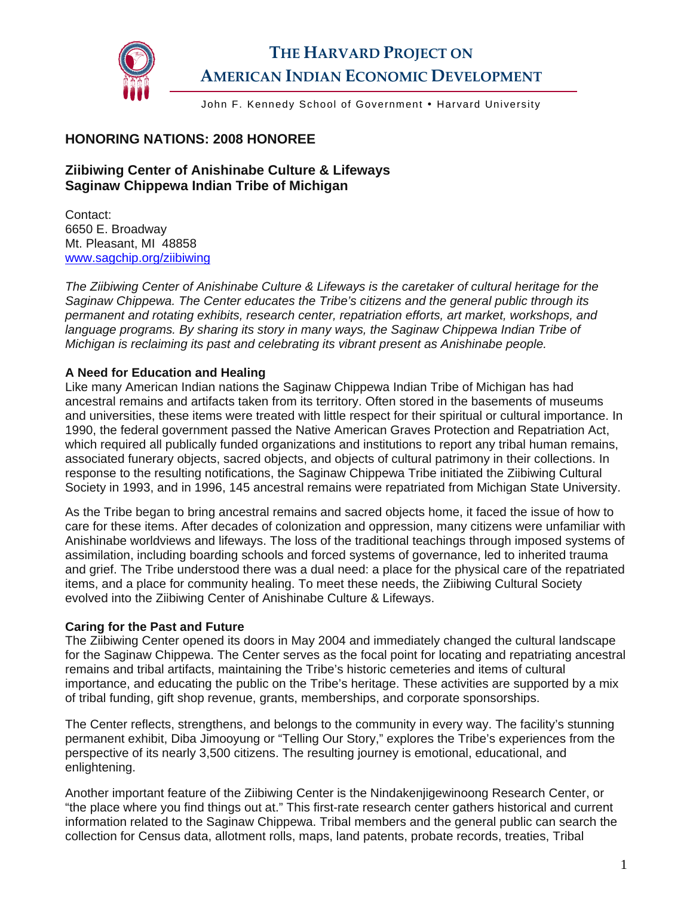# The Harvard Project on American Indian Economic Development

John F. Kennedy School of Government • Harvard University

## HONORING NATIONS: 2008 HONOREE

### Ziibiwing Center of Anishinabe Culture & Lifeways
### Saginaw Chippewa Indian Tribe of Michigan

Contact:
6650 E. Broadway
Mt. Pleasant, MI 48858
www.sagchip.org/ziibiwing

*The Ziibiwing Center of Anishinabe Culture & Lifeways is the caretaker of cultural heritage for the Saginaw Chippewa. The Center educates the Tribe's citizens and the general public through its permanent and rotating exhibits, research center, repatriation efforts, art market, workshops, and language programs. By sharing its story in many ways, the Saginaw Chippewa Indian Tribe of Michigan is reclaiming its past and celebrating its vibrant present as Anishinabe people.*

**A Need for Education and Healing**

Like many American Indian nations the Saginaw Chippewa Indian Tribe of Michigan has had ancestral remains and artifacts taken from its territory. Often stored in the basements of museums and universities, these items were treated with little respect for their spiritual or cultural importance. In 1990, the federal government passed the Native American Graves Protection and Repatriation Act, which required all publically funded organizations and institutions to report any tribal human remains, associated funerary objects, sacred objects, and objects of cultural patrimony in their collections. In response to the resulting notifications, the Saginaw Chippewa Tribe initiated the Ziibiwing Cultural Society in 1993, and in 1996, 145 ancestral remains were repatriated from Michigan State University.

As the Tribe began to bring ancestral remains and sacred objects home, it faced the issue of how to care for these items. After decades of colonization and oppression, many citizens were unfamiliar with Anishinabe worldviews and lifeways. The loss of the traditional teachings through imposed systems of assimilation, including boarding schools and forced systems of governance, led to inherited trauma and grief. The Tribe understood there was a dual need: a place for the physical care of the repatriated items, and a place for community healing. To meet these needs, the Ziibiwing Cultural Society evolved into the Ziibiwing Center of Anishinabe Culture & Lifeways.

**Caring for the Past and Future**

The Ziibiwing Center opened its doors in May 2004 and immediately changed the cultural landscape for the Saginaw Chippewa. The Center serves as the focal point for locating and repatriating ancestral remains and tribal artifacts, maintaining the Tribe's historic cemeteries and items of cultural importance, and educating the public on the Tribe's heritage. These activities are supported by a mix of tribal funding, gift shop revenue, grants, memberships, and corporate sponsorships.

The Center reflects, strengthens, and belongs to the community in every way. The facility's stunning permanent exhibit, Diba Jimooyung or "Telling Our Story," explores the Tribe's experiences from the perspective of its nearly 3,500 citizens. The resulting journey is emotional, educational, and enlightening.

Another important feature of the Ziibiwing Center is the Nindakenjigewinoong Research Center, or "the place where you find things out at." This first-rate research center gathers historical and current information related to the Saginaw Chippewa. Tribal members and the general public can search the collection for Census data, allotment rolls, maps, land patents, probate records, treaties, Tribal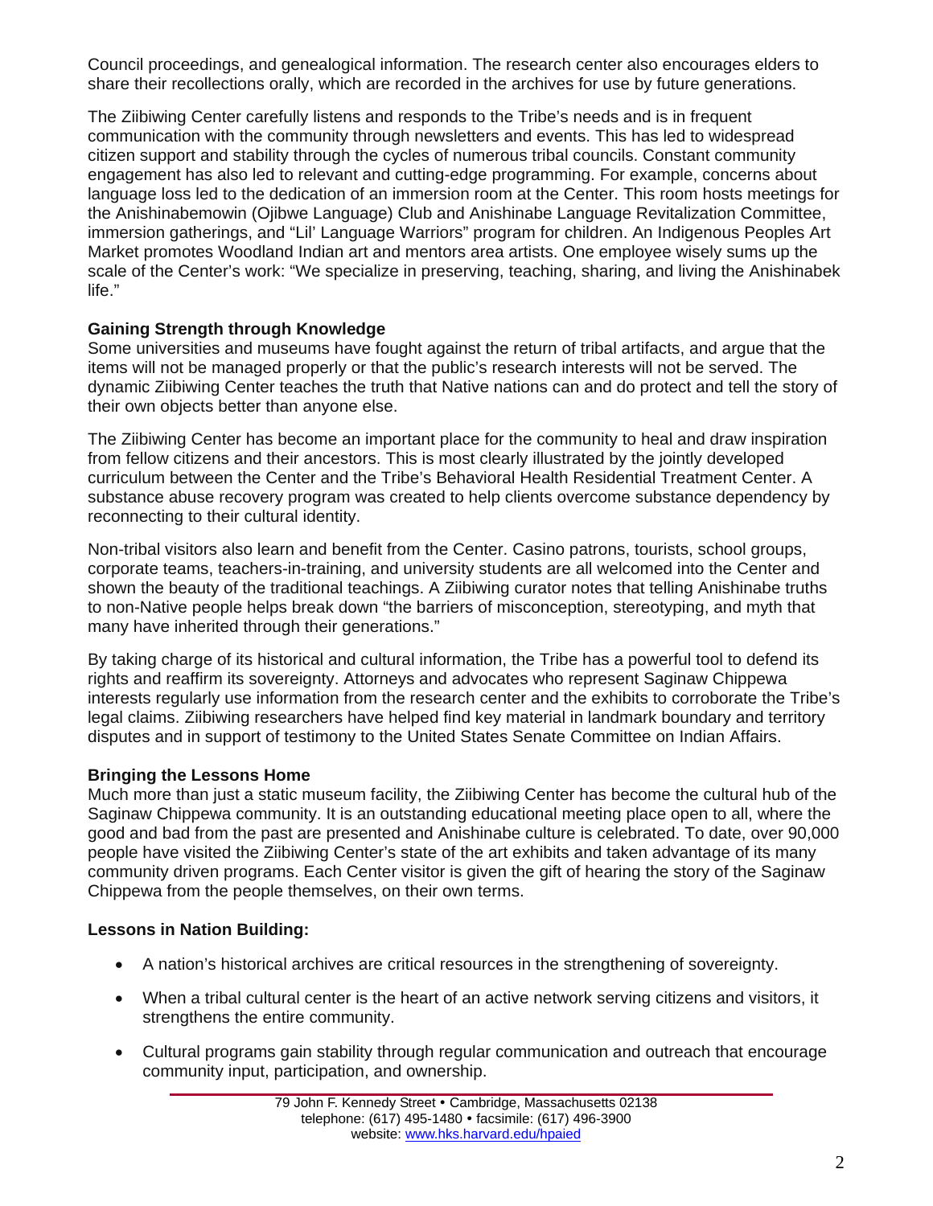Council proceedings, and genealogical information. The research center also encourages elders to share their recollections orally, which are recorded in the archives for use by future generations.

The Ziibiwing Center carefully listens and responds to the Tribe's needs and is in frequent communication with the community through newsletters and events. This has led to widespread citizen support and stability through the cycles of numerous tribal councils. Constant community engagement has also led to relevant and cutting-edge programming. For example, concerns about language loss led to the dedication of an immersion room at the Center. This room hosts meetings for the Anishinabemowin (Ojibwe Language) Club and Anishinabe Language Revitalization Committee, immersion gatherings, and "Lil' Language Warriors" program for children. An Indigenous Peoples Art Market promotes Woodland Indian art and mentors area artists. One employee wisely sums up the scale of the Center's work: "We specialize in preserving, teaching, sharing, and living the Anishinabek life."

**Gaining Strength through Knowledge**

Some universities and museums have fought against the return of tribal artifacts, and argue that the items will not be managed properly or that the public's research interests will not be served. The dynamic Ziibiwing Center teaches the truth that Native nations can and do protect and tell the story of their own objects better than anyone else.

The Ziibiwing Center has become an important place for the community to heal and draw inspiration from fellow citizens and their ancestors. This is most clearly illustrated by the jointly developed curriculum between the Center and the Tribe's Behavioral Health Residential Treatment Center. A substance abuse recovery program was created to help clients overcome substance dependency by reconnecting to their cultural identity.

Non-tribal visitors also learn and benefit from the Center. Casino patrons, tourists, school groups, corporate teams, teachers-in-training, and university students are all welcomed into the Center and shown the beauty of the traditional teachings. A Ziibiwing curator notes that telling Anishinabe truths to non-Native people helps break down "the barriers of misconception, stereotyping, and myth that many have inherited through their generations."

By taking charge of its historical and cultural information, the Tribe has a powerful tool to defend its rights and reaffirm its sovereignty. Attorneys and advocates who represent Saginaw Chippewa interests regularly use information from the research center and the exhibits to corroborate the Tribe's legal claims. Ziibiwing researchers have helped find key material in landmark boundary and territory disputes and in support of testimony to the United States Senate Committee on Indian Affairs.

**Bringing the Lessons Home**

Much more than just a static museum facility, the Ziibiwing Center has become the cultural hub of the Saginaw Chippewa community. It is an outstanding educational meeting place open to all, where the good and bad from the past are presented and Anishinabe culture is celebrated. To date, over 90,000 people have visited the Ziibiwing Center's state of the art exhibits and taken advantage of its many community driven programs. Each Center visitor is given the gift of hearing the story of the Saginaw Chippewa from the people themselves, on their own terms.

**Lessons in Nation Building:**

- A nation's historical archives are critical resources in the strengthening of sovereignty.
- When a tribal cultural center is the heart of an active network serving citizens and visitors, it strengthens the entire community.
- Cultural programs gain stability through regular communication and outreach that encourage community input, participation, and ownership.

79 John F. Kennedy Street • Cambridge, Massachusetts 02138
telephone: (617) 495-1480 • facsimile: (617) 496-3900
website: www.hks.harvard.edu/hpaied